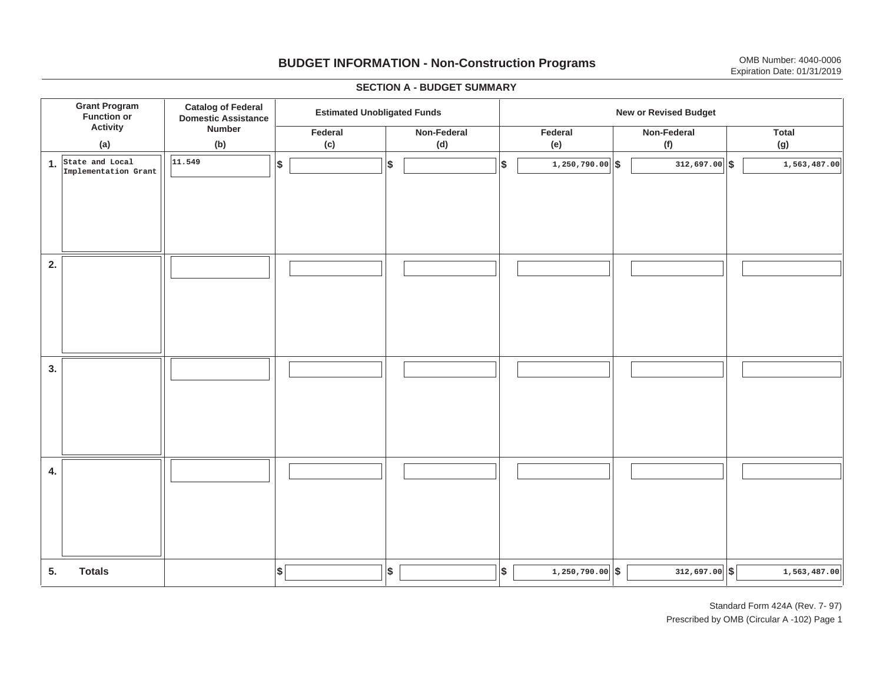# BUDGET INFORMATION - Non-Construction Programs

OMB Number: 4040-0006
Expiration Date: 01/31/2019

## SECTION A - BUDGET SUMMARY

| | Grant Program Function or Activity | Catalog of Federal Domestic Assistance Number | Estimated Unobligated Funds | | New or Revised Budget | | |
|---|---|---|---|---|---|---|---|
| | | | Federal | Non-Federal | Federal | Non-Federal | Total |
| | (a) | (b) | (c) | (d) | (e) | (f) | (g) |
| 1. | State and Local Implementation Grant | 11.549 | $ | $ | $ 1,250,790.00 | $ 312,697.00 | $ 1,563,487.00 |
| 2. | | | | | | | |
| 3. | | | | | | | |
| 4. | | | | | | | |
| 5. | **Totals** | | $ | $ | $ 1,250,790.00 | $ 312,697.00 | $ 1,563,487.00 |

Standard Form 424A (Rev. 7- 97)
Prescribed by OMB (Circular A -102) Page 1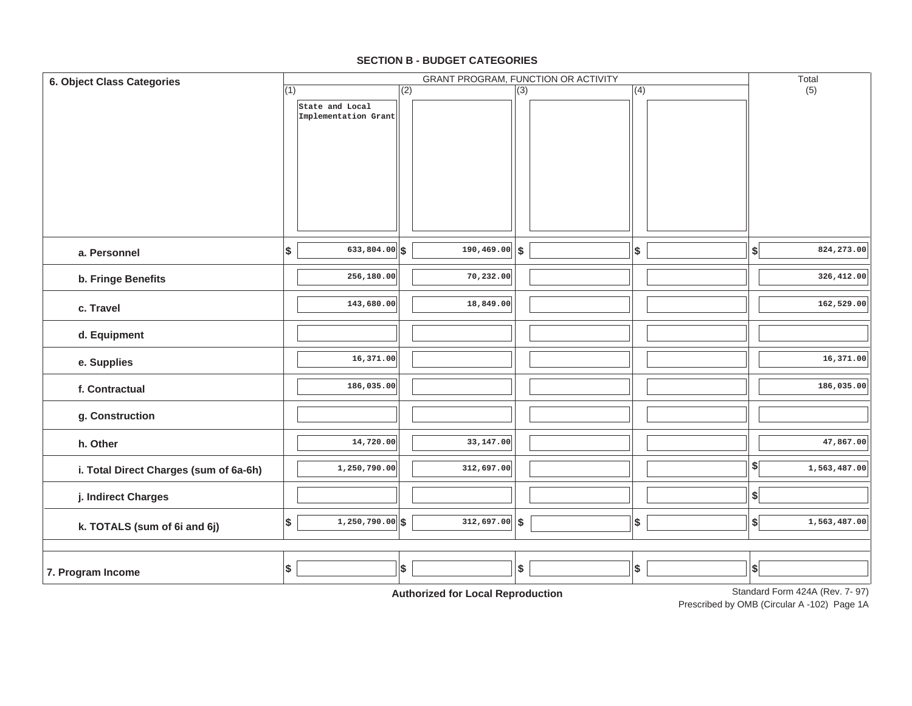## SECTION B - BUDGET CATEGORIES

| 6. Object Class Categories | GRANT PROGRAM, FUNCTION OR ACTIVITY | | | | Total |
|---|---|---|---|---|---|
| | (1) State and Local Implementation Grant | (2) | (3) | (4) | (5) |
| a. Personnel | $ 633,804.00 | $ 190,469.00 | $ | $ | $ 824,273.00 |
| b. Fringe Benefits | 256,180.00 | 70,232.00 | | | 326,412.00 |
| c. Travel | 143,680.00 | 18,849.00 | | | 162,529.00 |
| d. Equipment | | | | | |
| e. Supplies | 16,371.00 | | | | 16,371.00 |
| f. Contractual | 186,035.00 | | | | 186,035.00 |
| g. Construction | | | | | |
| h. Other | 14,720.00 | 33,147.00 | | | 47,867.00 |
| i. Total Direct Charges (sum of 6a-6h) | 1,250,790.00 | 312,697.00 | | | $ 1,563,487.00 |
| j. Indirect Charges | | | | | $ |
| k. TOTALS (sum of 6i and 6j) | $ 1,250,790.00 | $ 312,697.00 | $ | $ | $ 1,563,487.00 |
| 7. Program Income | $ | $ | $ | $ | $ |

**Authorized for Local Reproduction**

Standard Form 424A (Rev. 7- 97)
Prescribed by OMB (Circular A -102) Page 1A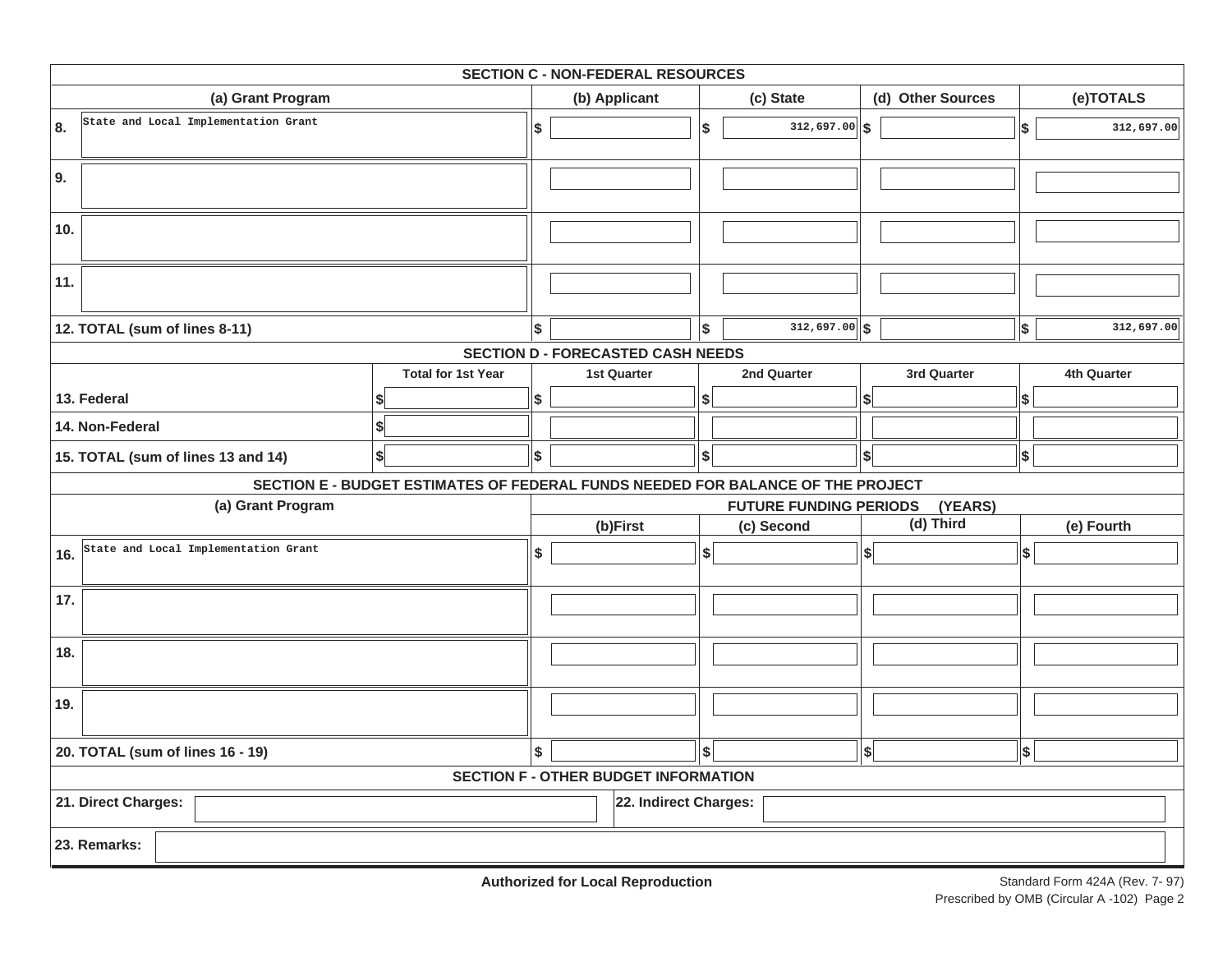## SECTION C - NON-FEDERAL RESOURCES

| (a) Grant Program | (b) Applicant | (c) State | (d) Other Sources | (e)TOTALS |
|---|---|---|---|---|
| 8. State and Local Implementation Grant | $ | $ 312,697.00 | $ | $ 312,697.00 |
| 9. | | | | |
| 10. | | | | |
| 11. | | | | |
| 12. TOTAL (sum of lines 8-11) | $ | $ 312,697.00 | $ | $ 312,697.00 |

## SECTION D - FORECASTED CASH NEEDS

| | Total for 1st Year | 1st Quarter | 2nd Quarter | 3rd Quarter | 4th Quarter |
|---|---|---|---|---|---|
| 13. Federal | $ | $ | $ | $ | $ |
| 14. Non-Federal | $ | | | | |
| 15. TOTAL (sum of lines 13 and 14) | $ | $ | $ | $ | $ |

## SECTION E - BUDGET ESTIMATES OF FEDERAL FUNDS NEEDED FOR BALANCE OF THE PROJECT

| (a) Grant Program | FUTURE FUNDING PERIODS (YEARS) | | | |
|---|---|---|---|---|
| | (b)First | (c) Second | (d) Third | (e) Fourth |
| 16. State and Local Implementation Grant | $ | $ | $ | $ |
| 17. | | | | |
| 18. | | | | |
| 19. | | | | |
| 20. TOTAL (sum of lines 16 - 19) | $ | $ | $ | $ |

## SECTION F - OTHER BUDGET INFORMATION

21. Direct Charges:

22. Indirect Charges:

23. Remarks:

**Authorized for Local Reproduction**

Standard Form 424A (Rev. 7- 97)
Prescribed by OMB (Circular A -102) Page 2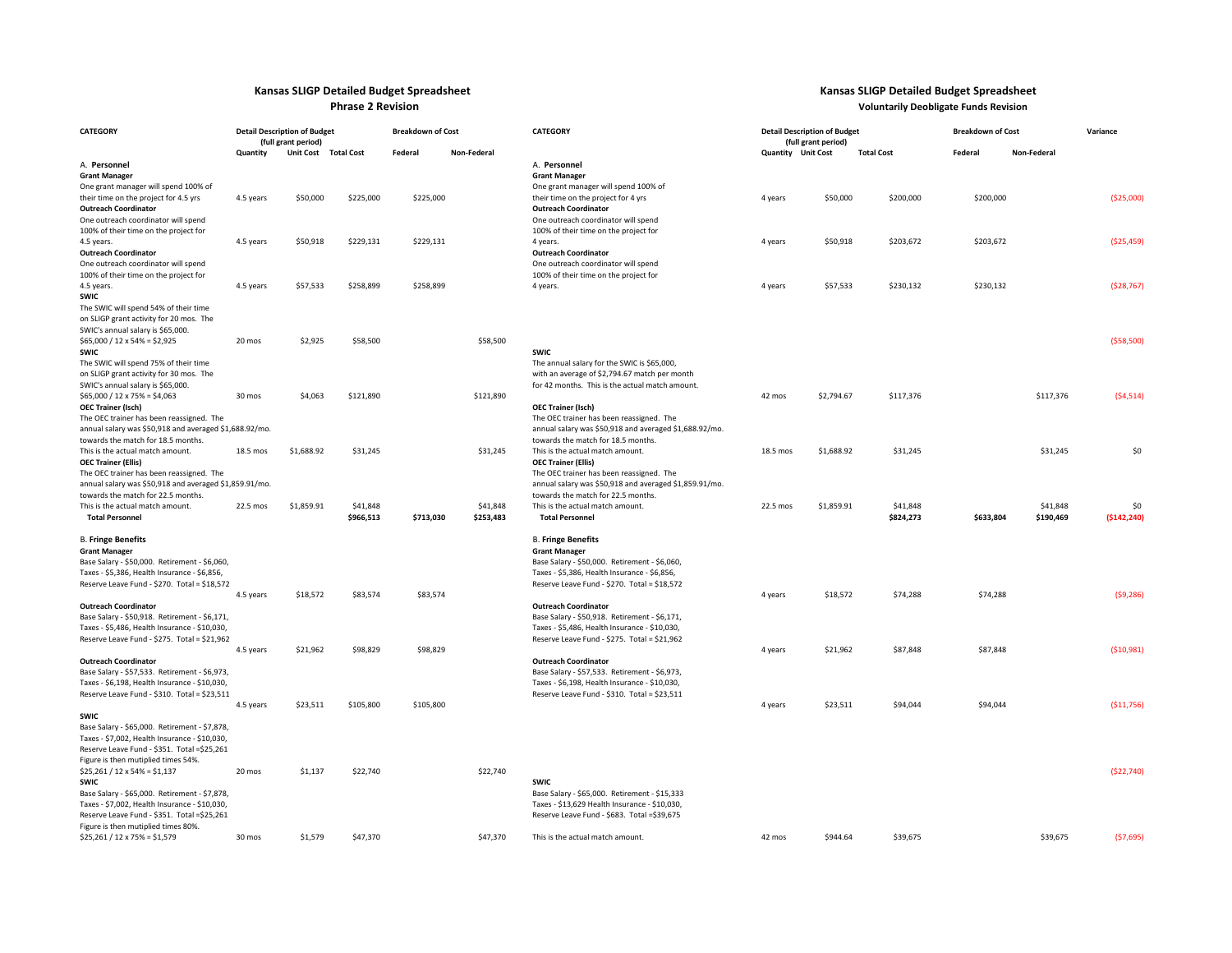| **Kansas SLIGP Detailed Budget Spreadsheet** | | | | | | **Kansas SLIGP Detailed Budget Spreadsheet** | | | | | | |
|---|---|---|---|---|---|---|---|---|---|---|---|---|
| **Phrase 2 Revision** | | | | | | **Voluntarily Deobligate Funds Revision** | | | | | | |
| **CATEGORY** | **Detail Description of Budget (full grant period)** | | | **Breakdown of Cost** | | **CATEGORY** | **Detail Description of Budget (full grant period)** | | | **Breakdown of Cost** | | **Variance** |
| | **Quantity** | **Unit Cost** | **Total Cost** | **Federal** | **Non-Federal** | | **Quantity** | **Unit Cost** | **Total Cost** | **Federal** | **Non-Federal** | |
| A. **Personnel** | | | | | | A. **Personnel** | | | | | | |
| **Grant Manager** One grant manager will spend 100% of their time on the project for 4.5 yrs | 4.5 years | $50,000 | $225,000 | $225,000 | | **Grant Manager** One grant manager will spend 100% of their time on the project for 4 yrs | 4 years | $50,000 | $200,000 | $200,000 | | ($25,000) |
| **Outreach Coordinator** One outreach coordinator will spend 100% of their time on the project for 4.5 years. | 4.5 years | $50,918 | $229,131 | $229,131 | | **Outreach Coordinator** One outreach coordinator will spend 100% of their time on the project for 4 years. | 4 years | $50,918 | $203,672 | $203,672 | | ($25,459) |
| **Outreach Coordinator** One outreach coordinator will spend 100% of their time on the project for 4.5 years. | 4.5 years | $57,533 | $258,899 | $258,899 | | **Outreach Coordinator** One outreach coordinator will spend 100% of their time on the project for 4 years. | 4 years | $57,533 | $230,132 | $230,132 | | ($28,767) |
| **SWIC** The SWIC will spend 54% of their time on SLIGP grant activity for 20 mos. The SWIC's annual salary is $65,000. $65,000 / 12 x 54% = $2,925 | 20 mos | $2,925 | $58,500 | | $58,500 | | | | | | | ($58,500) |
| **SWIC** The SWIC will spend 75% of their time on SLIGP grant activity for 30 mos. The SWIC's annual salary is $65,000. $65,000 / 12 x 75% = $4,063 | 30 mos | $4,063 | $121,890 | | $121,890 | **SWIC** The annual salary for the SWIC is $65,000, with an average of $2,794.67 match per month for 42 months. This is the actual match amount. | 42 mos | $2,794.67 | $117,376 | | $117,376 | ($4,514) |
| **OEC Trainer (Isch)** The OEC trainer has been reassigned. The annual salary was $50,918 and averaged $1,688.92/mo. towards the match for 18.5 months. This is the actual match amount. | 18.5 mos | $1,688.92 | $31,245 | | $31,245 | **OEC Trainer (Isch)** The OEC trainer has been reassigned. The annual salary was $50,918 and averaged $1,688.92/mo. towards the match for 18.5 months. This is the actual match amount. | 18.5 mos | $1,688.92 | $31,245 | | $31,245 | $0 |
| **OEC Trainer (Ellis)** The OEC trainer has been reassigned. The annual salary was $50,918 and averaged $1,859.91/mo. towards the match for 22.5 months. This is the actual match amount. | 22.5 mos | $1,859.91 | $41,848 | | $41,848 | **OEC Trainer (Ellis)** The OEC trainer has been reassigned. The annual salary was $50,918 and averaged $1,859.91/mo. towards the match for 22.5 months. This is the actual match amount. | 22.5 mos | $1,859.91 | $41,848 | | $41,848 | $0 |
| **Total Personnel** | | | **$966,513** | **$713,030** | **$253,483** | **Total Personnel** | | | **$824,273** | **$633,804** | **$190,469** | **($142,240)** |
| B. **Fringe Benefits** | | | | | | B. **Fringe Benefits** | | | | | | |
| **Grant Manager** Base Salary - $50,000. Retirement - $6,060, Taxes - $5,386, Health Insurance - $6,856, Reserve Leave Fund - $270. Total = $18,572 | 4.5 years | $18,572 | $83,574 | $83,574 | | **Grant Manager** Base Salary - $50,000. Retirement - $6,060, Taxes - $5,386, Health Insurance - $6,856, Reserve Leave Fund - $270. Total = $18,572 | 4 years | $18,572 | $74,288 | $74,288 | | ($9,286) |
| **Outreach Coordinator** Base Salary - $50,918. Retirement - $6,171, Taxes - $5,486, Health Insurance - $10,030, Reserve Leave Fund - $275. Total = $21,962 | 4.5 years | $21,962 | $98,829 | $98,829 | | **Outreach Coordinator** Base Salary - $50,918. Retirement - $6,171, Taxes - $5,486, Health Insurance - $10,030, Reserve Leave Fund - $275. Total = $21,962 | 4 years | $21,962 | $87,848 | $87,848 | | ($10,981) |
| **Outreach Coordinator** Base Salary - $57,533. Retirement - $6,973, Taxes - $6,198, Health Insurance - $10,030, Reserve Leave Fund - $310. Total = $23,511 | 4.5 years | $23,511 | $105,800 | $105,800 | | **Outreach Coordinator** Base Salary - $57,533. Retirement - $6,973, Taxes - $6,198, Health Insurance - $10,030, Reserve Leave Fund - $310. Total = $23,511 | 4 years | $23,511 | $94,044 | $94,044 | | ($11,756) |
| **SWIC** Base Salary - $65,000. Retirement - $7,878, Taxes - $7,002, Health Insurance - $10,030, Reserve Leave Fund - $351. Total =$25,261 Figure is then mutiplied times 54%. $25,261 / 12 x 54% = $1,137 | 20 mos | $1,137 | $22,740 | | $22,740 | | | | | | | ($22,740) |
| **SWIC** Base Salary - $65,000. Retirement - $7,878, Taxes - $7,002, Health Insurance - $10,030, Reserve Leave Fund - $351. Total =$25,261 Figure is then mutiplied times 80%. $25,261 / 12 x 75% = $1,579 | 30 mos | $1,579 | $47,370 | | $47,370 | **SWIC** Base Salary - $65,000. Retirement - $15,333 Taxes - $13,629 Health Insurance - $10,030, Reserve Leave Fund - $683. Total =$39,675 This is the actual match amount. | 42 mos | $944.64 | $39,675 | | $39,675 | ($7,695) |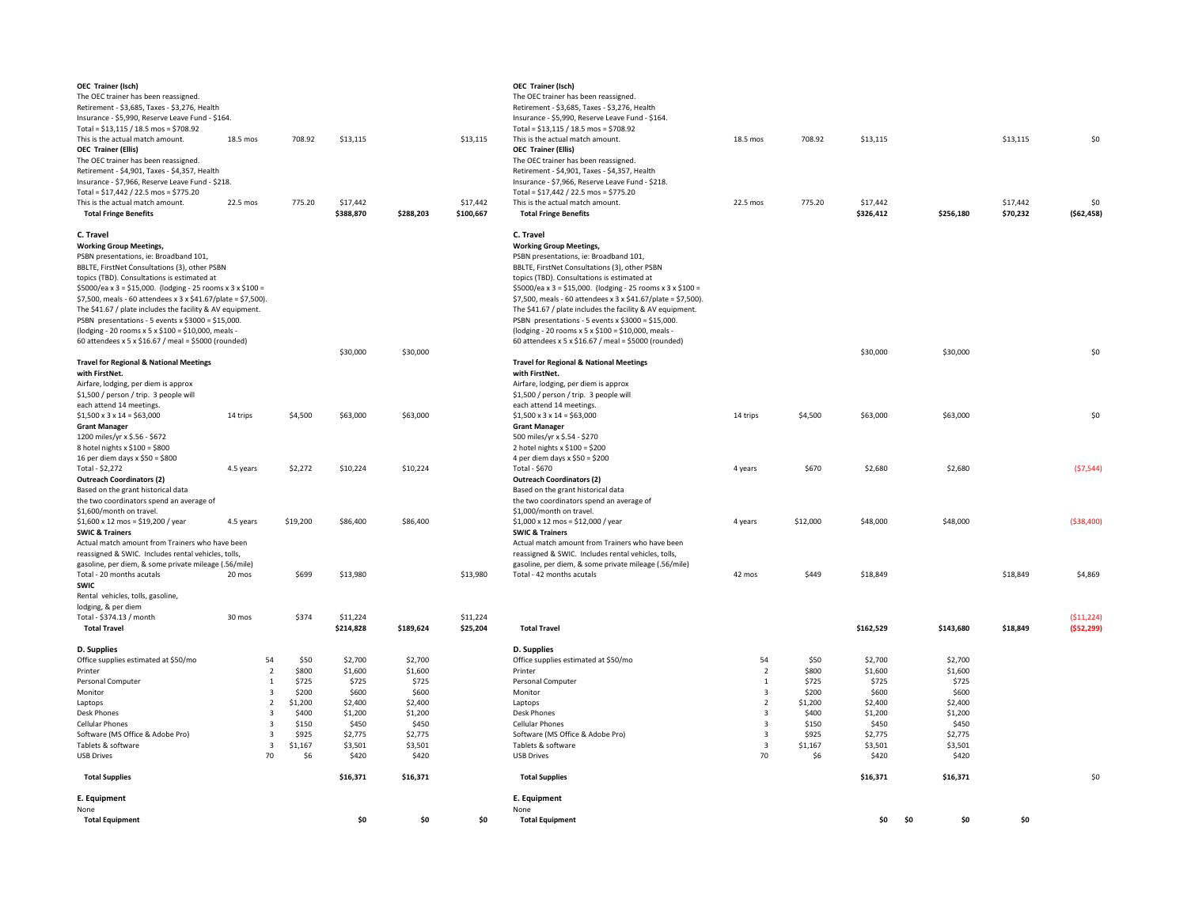| Description | Quantity | Rate | Total | Federal | Non-Federal |
|---|---|---|---|---|---|
| **OEC Trainer (Isch)**<br>The OEC trainer has been reassigned.<br>Retirement - $3,685, Taxes - $3,276, Health<br>Insurance - $5,990, Reserve Leave Fund - $164.<br>Total = $13,115 / 18.5 mos = $708.92<br>This is the actual match amount. | 18.5 mos | 708.92 | $13,115 | | $13,115 |
| **OEC Trainer (Ellis)**<br>The OEC trainer has been reassigned.<br>Retirement - $4,901, Taxes - $4,357, Health<br>Insurance - $7,966, Reserve Leave Fund - $218.<br>Total = $17,442 / 22.5 mos = $775.20<br>This is the actual match amount. | 22.5 mos | 775.20 | $17,442 | | $17,442 |
| **Total Fringe Benefits** | | | $388,870 | $288,203 | $100,667 |
| **C. Travel** | | | | | |
| **Working Group Meetings,**<br>PSBN presentations, ie: Broadband 101,<br>BBLTE, FirstNet Consultations (3), other PSBN<br>topics (TBD). Consultations is estimated at<br>$5000/ea x 3 = $15,000. (lodging - 25 rooms x 3 x $100 =<br>$7,500, meals - 60 attendees x 3 x $41.67/plate = $7,500).<br>The $41.67 / plate includes the facility & AV equipment.<br>PSBN presentations - 5 events x $3000 = $15,000.<br>(lodging - 20 rooms x 5 x $100 = $10,000, meals -<br>60 attendees x 5 x $16.67 / meal = $5000 (rounded) | | | $30,000 | $30,000 | |
| **Travel for Regional & National Meetings with FirstNet.**<br>Airfare, lodging, per diem is approx<br>$1,500 / person / trip. 3 people will<br>each attend 14 meetings.<br>$1,500 x 3 x 14 = $63,000 | 14 trips | $4,500 | $63,000 | $63,000 | |
| **Grant Manager**<br>1200 miles/yr x $.56 - $672<br>8 hotel nights x $100 = $800<br>16 per diem days x $50 = $800<br>Total - $2,272 | 4.5 years | $2,272 | $10,224 | $10,224 | |
| **Outreach Coordinators (2)**<br>Based on the grant historical data<br>the two coordinators spend an average of<br>$1,600/month on travel.<br>$1,600 x 12 mos = $19,200 / year | 4.5 years | $19,200 | $86,400 | $86,400 | |
| **SWIC & Trainers**<br>Actual match amount from Trainers who have been<br>reassigned & SWIC. Includes rental vehicles, tolls,<br>gasoline, per diem, & some private mileage (.56/mile)<br>Total - 20 months acutals | 20 mos | $699 | $13,980 | | $13,980 |
| **SWIC**<br>Rental vehicles, tolls, gasoline,<br>lodging, & per diem<br>Total - $374.13 / month | 30 mos | $374 | $11,224 | | $11,224 |
| **Total Travel** | | | $214,828 | $189,624 | $25,204 |
| **D. Supplies** | | | | | |
| Office supplies estimated at $50/mo | 54 | $50 | $2,700 | $2,700 | |
| Printer | 2 | $800 | $1,600 | $1,600 | |
| Personal Computer | 1 | $725 | $725 | $725 | |
| Monitor | 3 | $200 | $600 | $600 | |
| Laptops | 2 | $1,200 | $2,400 | $2,400 | |
| Desk Phones | 3 | $400 | $1,200 | $1,200 | |
| Cellular Phones | 3 | $150 | $450 | $450 | |
| Software (MS Office & Adobe Pro) | 3 | $925 | $2,775 | $2,775 | |
| Tablets & software | 3 | $1,167 | $3,501 | $3,501 | |
| USB Drives | 70 | $6 | $420 | $420 | |
| **Total Supplies** | | | $16,371 | $16,371 | |
| **E. Equipment** | | | | | |
| None | | | | | |
| **Total Equipment** | | | $0 | $0 | $0 |

| Description | Quantity | Rate | Total | | Federal | Non-Federal | Difference |
|---|---|---|---|---|---|---|---|
| **OEC Trainer (Isch)**<br>The OEC trainer has been reassigned.<br>Retirement - $3,685, Taxes - $3,276, Health<br>Insurance - $5,990, Reserve Leave Fund - $164.<br>Total = $13,115 / 18.5 mos = $708.92<br>This is the actual match amount. | 18.5 mos | 708.92 | $13,115 | | | $13,115 | $0 |
| **OEC Trainer (Ellis)**<br>The OEC trainer has been reassigned.<br>Retirement - $4,901, Taxes - $4,357, Health<br>Insurance - $7,966, Reserve Leave Fund - $218.<br>Total = $17,442 / 22.5 mos = $775.20<br>This is the actual match amount. | 22.5 mos | 775.20 | $17,442 | | | $17,442 | $0 |
| **Total Fringe Benefits** | | | $326,412 | | $256,180 | $70,232 | ($62,458) |
| **C. Travel** | | | | | | | |
| **Working Group Meetings,**<br>PSBN presentations, ie: Broadband 101,<br>BBLTE, FirstNet Consultations (3), other PSBN<br>topics (TBD). Consultations is estimated at<br>$5000/ea x 3 = $15,000. (lodging - 25 rooms x 3 x $100 =<br>$7,500, meals - 60 attendees x 3 x $41.67/plate = $7,500).<br>The $41.67 / plate includes the facility & AV equipment.<br>PSBN presentations - 5 events x $3000 = $15,000.<br>(lodging - 20 rooms x 5 x $100 = $10,000, meals -<br>60 attendees x 5 x $16.67 / meal = $5000 (rounded) | | | $30,000 | | $30,000 | | $0 |
| **Travel for Regional & National Meetings with FirstNet.**<br>Airfare, lodging, per diem is approx<br>$1,500 / person / trip. 3 people will<br>each attend 14 meetings.<br>$1,500 x 3 x 14 = $63,000 | 14 trips | $4,500 | $63,000 | | $63,000 | | $0 |
| **Grant Manager**<br>500 miles/yr x $.54 - $270<br>2 hotel nights x $100 = $200<br>4 per diem days x $50 = $200<br>Total - $670 | 4 years | $670 | $2,680 | | $2,680 | | ($7,544) |
| **Outreach Coordinators (2)**<br>Based on the grant historical data<br>the two coordinators spend an average of<br>$1,000/month on travel.<br>$1,000 x 12 mos = $12,000 / year | 4 years | $12,000 | $48,000 | | $48,000 | | ($38,400) |
| **SWIC & Trainers**<br>Actual match amount from Trainers who have been<br>reassigned & SWIC. Includes rental vehicles, tolls,<br>gasoline, per diem, & some private mileage (.56/mile)<br>Total - 42 months acutals | 42 mos | $449 | $18,849 | | | $18,849 | $4,869 |
| | | | | | | | ($11,224) |
| **Total Travel** | | | $162,529 | | $143,680 | $18,849 | ($52,299) |
| **D. Supplies** | | | | | | | |
| Office supplies estimated at $50/mo | 54 | $50 | $2,700 | | $2,700 | | |
| Printer | 2 | $800 | $1,600 | | $1,600 | | |
| Personal Computer | 1 | $725 | $725 | | $725 | | |
| Monitor | 3 | $200 | $600 | | $600 | | |
| Laptops | 2 | $1,200 | $2,400 | | $2,400 | | |
| Desk Phones | 3 | $400 | $1,200 | | $1,200 | | |
| Cellular Phones | 3 | $150 | $450 | | $450 | | |
| Software (MS Office & Adobe Pro) | 3 | $925 | $2,775 | | $2,775 | | |
| Tablets & software | 3 | $1,167 | $3,501 | | $3,501 | | |
| USB Drives | 70 | $6 | $420 | | $420 | | |
| **Total Supplies** | | | $16,371 | | $16,371 | | $0 |
| **E. Equipment** | | | | | | | |
| None | | | | | | | |
| **Total Equipment** | | | $0 | $0 | $0 | $0 | |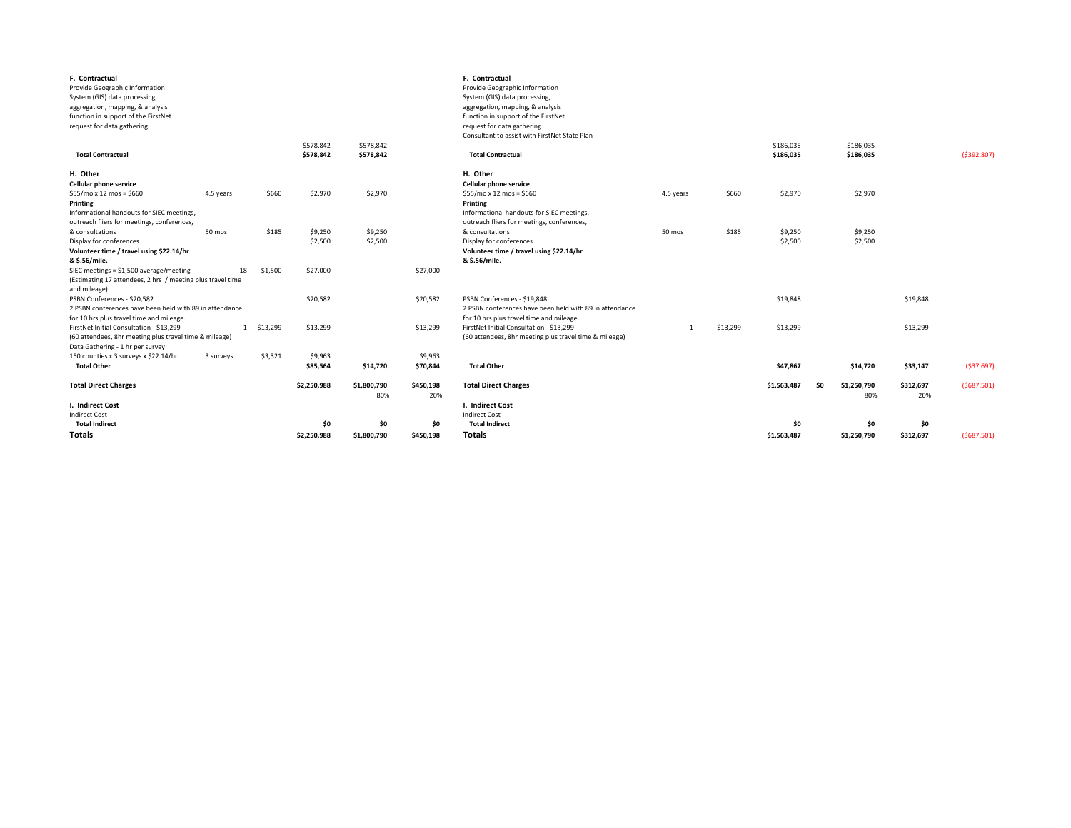| | | | | | | | | | | | | | | |
|---|---|---|---|---|---|---|---|---|---|---|---|---|---|---|
| **F. Contractual** | | | | | | **F. Contractual** | | | | | | | | |
| Provide Geographic Information System (GIS) data processing, aggregation, mapping, & analysis function in support of the FirstNet request for data gathering | | | | | | Provide Geographic Information System (GIS) data processing, aggregation, mapping, & analysis function in support of the FirstNet request for data gathering. Consultant to assist with FirstNet State Plan | | | | | | | | |
| | | | $578,842 | $578,842 | | | | | $186,035 | | $186,035 | | | |
| **Total Contractual** | | | **$578,842** | **$578,842** | | **Total Contractual** | | | **$186,035** | | **$186,035** | | | ($392,807) |
| **H. Other** | | | | | | **H. Other** | | | | | | | | |
| **Cellular phone service** | | | | | | **Cellular phone service** | | | | | | | | |
| $55/mo x 12 mos = $660 | 4.5 years | $660 | $2,970 | $2,970 | | $55/mo x 12 mos = $660 | 4.5 years | $660 | $2,970 | | $2,970 | | | |
| **Printing** | | | | | | **Printing** | | | | | | | | |
| Informational handouts for SIEC meetings, outreach fliers for meetings, conferences, & consultations | 50 mos | $185 | $9,250 | $9,250 | | Informational handouts for SIEC meetings, outreach fliers for meetings, conferences, & consultations | 50 mos | $185 | $9,250 | | $9,250 | | | |
| Display for conferences | | | $2,500 | $2,500 | | Display for conferences | | | $2,500 | | $2,500 | | | |
| **Volunteer time / travel using $22.14/hr & $.56/mile.** | | | | | | **Volunteer time / travel using $22.14/hr & $.56/mile.** | | | | | | | | |
| SIEC meetings = $1,500 average/meeting (Estimating 17 attendees, 2 hrs / meeting plus travel time and mileage). | 18 | $1,500 | $27,000 | | $27,000 | | | | | | | | | |
| PSBN Conferences - $20,582 2 PSBN conferences have been held with 89 in attendance for 10 hrs plus travel time and mileage. | | | $20,582 | | $20,582 | PSBN Conferences - $19,848 2 PSBN conferences have been held with 89 in attendance for 10 hrs plus travel time and mileage. | | | $19,848 | | | $19,848 | | |
| FirstNet Initial Consultation - $13,299 (60 attendees, 8hr meeting plus travel time & mileage) | 1 | $13,299 | $13,299 | | $13,299 | FirstNet Initial Consultation - $13,299 (60 attendees, 8hr meeting plus travel time & mileage) | 1 | $13,299 | $13,299 | | | $13,299 | | |
| Data Gathering - 1 hr per survey 150 counties x 3 surveys x $22.14/hr | 3 surveys | $3,321 | $9,963 | | $9,963 | | | | | | | | | |
| **Total Other** | | | **$85,564** | **$14,720** | **$70,844** | **Total Other** | | | **$47,867** | | **$14,720** | **$33,147** | | ($37,697) |
| **Total Direct Charges** | | | **$2,250,988** | **$1,800,790** | **$450,198** | **Total Direct Charges** | | | **$1,563,487** | **$0** | **$1,250,790** | **$312,697** | | ($687,501) |
| | | | | 80% | 20% | | | | | | 80% | 20% | | |
| **I. Indirect Cost** | | | | | | **I. Indirect Cost** | | | | | | | | |
| Indirect Cost | | | | | | Indirect Cost | | | | | | | | |
| **Total Indirect** | | | **$0** | **$0** | **$0** | **Total Indirect** | | | **$0** | | **$0** | **$0** | | |
| **Totals** | | | **$2,250,988** | **$1,800,790** | **$450,198** | **Totals** | | | **$1,563,487** | | **$1,250,790** | **$312,697** | | ($687,501) |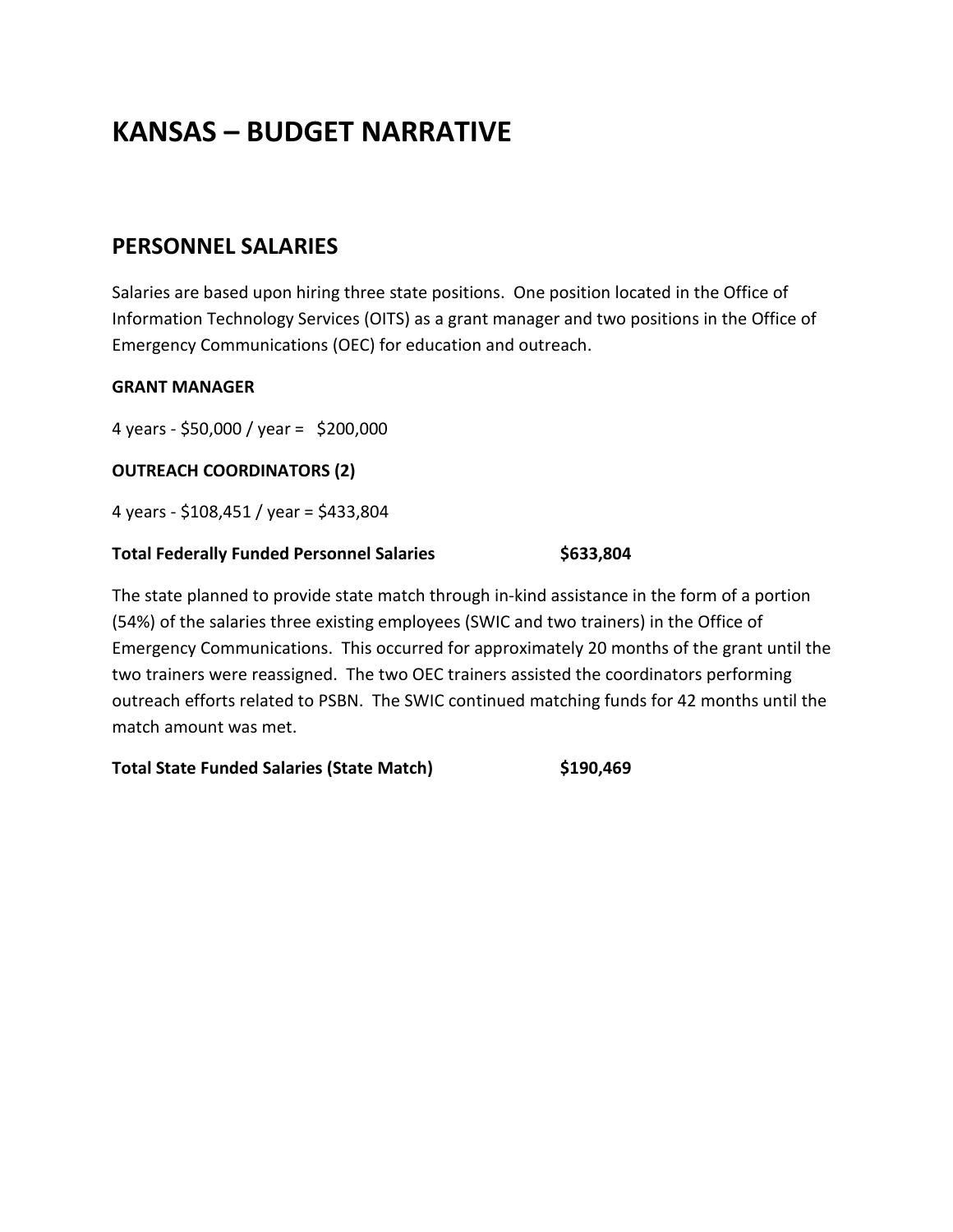# KANSAS – BUDGET NARRATIVE

## PERSONNEL SALARIES

Salaries are based upon hiring three state positions. One position located in the Office of Information Technology Services (OITS) as a grant manager and two positions in the Office of Emergency Communications (OEC) for education and outreach.

**GRANT MANAGER**

4 years - $50,000 / year = $200,000

**OUTREACH COORDINATORS (2)**

4 years - $108,451 / year = $433,804

**Total Federally Funded Personnel Salaries $633,804**

The state planned to provide state match through in-kind assistance in the form of a portion (54%) of the salaries three existing employees (SWIC and two trainers) in the Office of Emergency Communications. This occurred for approximately 20 months of the grant until the two trainers were reassigned. The two OEC trainers assisted the coordinators performing outreach efforts related to PSBN. The SWIC continued matching funds for 42 months until the match amount was met.

**Total State Funded Salaries (State Match) $190,469**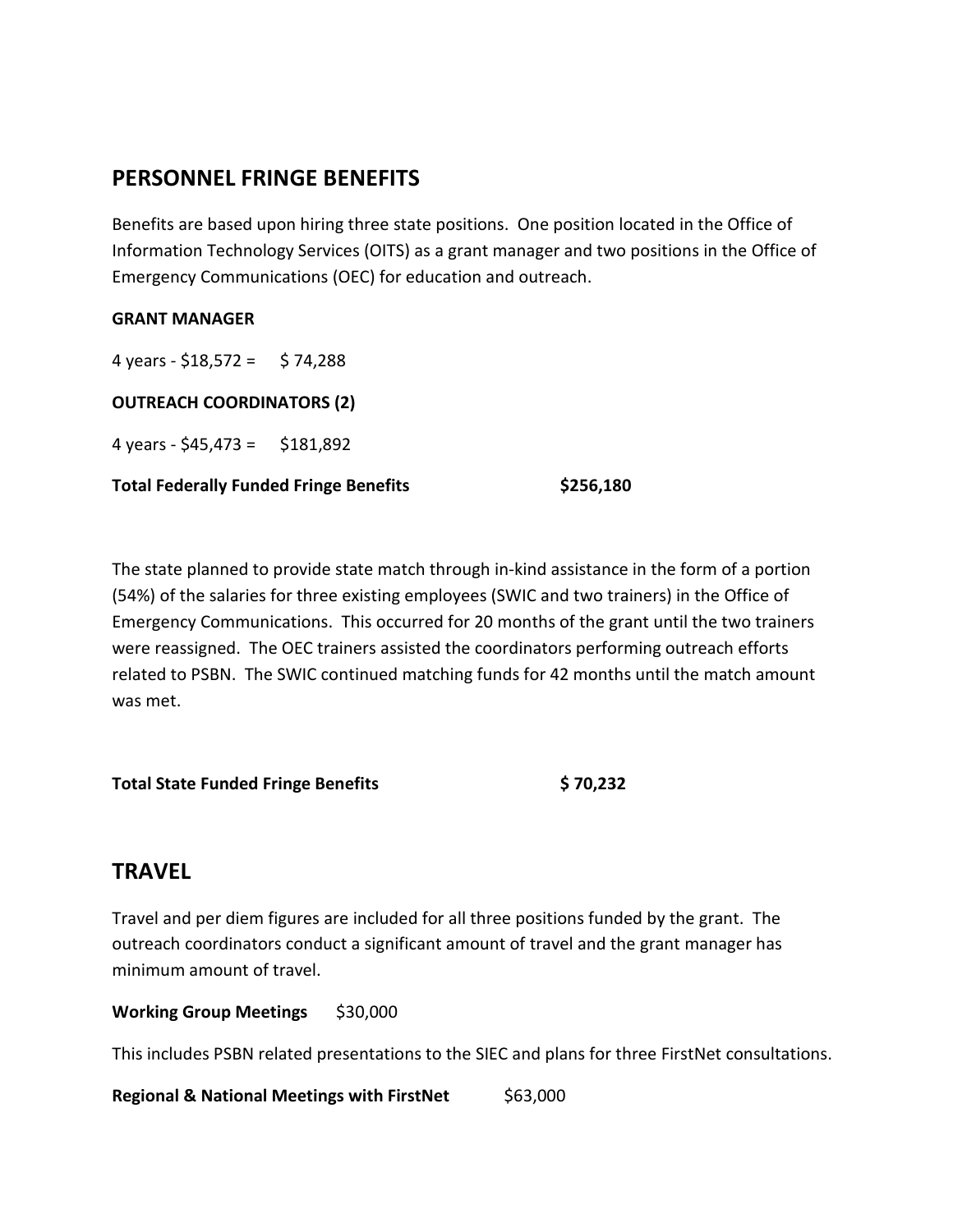## PERSONNEL FRINGE BENEFITS

Benefits are based upon hiring three state positions. One position located in the Office of Information Technology Services (OITS) as a grant manager and two positions in the Office of Emergency Communications (OEC) for education and outreach.

**GRANT MANAGER**

4 years - $18,572 = $ 74,288

**OUTREACH COORDINATORS (2)**

4 years - $45,473 = $181,892

**Total Federally Funded Fringe Benefits** **$256,180**

The state planned to provide state match through in-kind assistance in the form of a portion (54%) of the salaries for three existing employees (SWIC and two trainers) in the Office of Emergency Communications. This occurred for 20 months of the grant until the two trainers were reassigned. The OEC trainers assisted the coordinators performing outreach efforts related to PSBN. The SWIC continued matching funds for 42 months until the match amount was met.

**Total State Funded Fringe Benefits** **$ 70,232**

## TRAVEL

Travel and per diem figures are included for all three positions funded by the grant. The outreach coordinators conduct a significant amount of travel and the grant manager has minimum amount of travel.

**Working Group Meetings** $30,000

This includes PSBN related presentations to the SIEC and plans for three FirstNet consultations.

**Regional & National Meetings with FirstNet** $63,000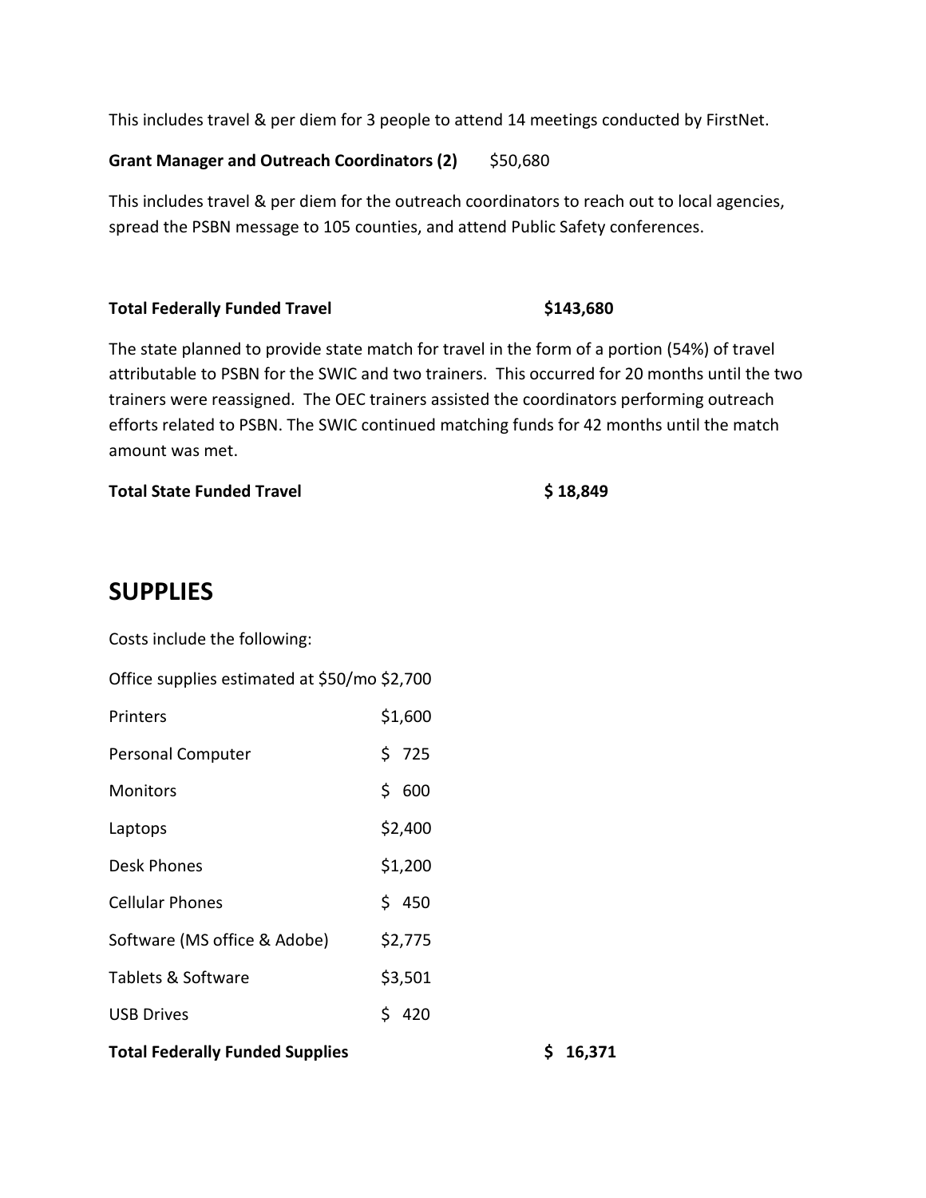This includes travel & per diem for 3 people to attend 14 meetings conducted by FirstNet.

**Grant Manager and Outreach Coordinators (2)** $50,680

This includes travel & per diem for the outreach coordinators to reach out to local agencies, spread the PSBN message to 105 counties, and attend Public Safety conferences.

**Total Federally Funded Travel** **$143,680**

The state planned to provide state match for travel in the form of a portion (54%) of travel attributable to PSBN for the SWIC and two trainers. This occurred for 20 months until the two trainers were reassigned. The OEC trainers assisted the coordinators performing outreach efforts related to PSBN. The SWIC continued matching funds for 42 months until the match amount was met.

**Total State Funded Travel** **$ 18,849**

## SUPPLIES

Costs include the following:

| Item | Cost |
|---|---|
| Office supplies estimated at $50/mo | $2,700 |
| Printers | $1,600 |
| Personal Computer | $ 725 |
| Monitors | $ 600 |
| Laptops | $2,400 |
| Desk Phones | $1,200 |
| Cellular Phones | $ 450 |
| Software (MS office & Adobe) | $2,775 |
| Tablets & Software | $3,501 |
| USB Drives | $ 420 |

**Total Federally Funded Supplies** **$ 16,371**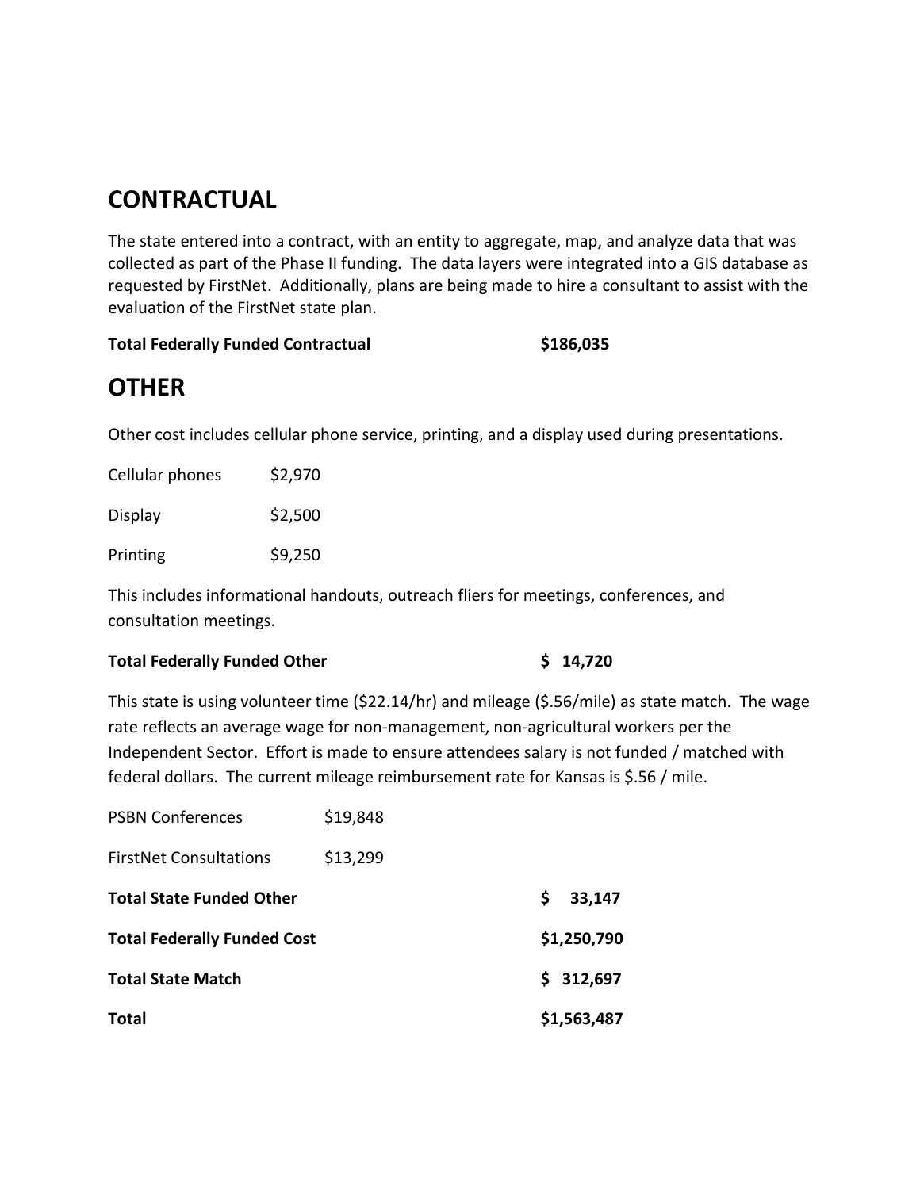## CONTRACTUAL

The state entered into a contract, with an entity to aggregate, map, and analyze data that was collected as part of the Phase II funding. The data layers were integrated into a GIS database as requested by FirstNet. Additionally, plans are being made to hire a consultant to assist with the evaluation of the FirstNet state plan.

**Total Federally Funded Contractual** **$186,035**

## OTHER

Other cost includes cellular phone service, printing, and a display used during presentations.

| | |
|---|---|
| Cellular phones | $2,970 |
| Display | $2,500 |
| Printing | $9,250 |

This includes informational handouts, outreach fliers for meetings, conferences, and consultation meetings.

**Total Federally Funded Other** **$ 14,720**

This state is using volunteer time ($22.14/hr) and mileage ($.56/mile) as state match. The wage rate reflects an average wage for non-management, non-agricultural workers per the Independent Sector. Effort is made to ensure attendees salary is not funded / matched with federal dollars. The current mileage reimbursement rate for Kansas is $.56 / mile.

| | | |
|---|---|---|
| PSBN Conferences | $19,848 | |
| FirstNet Consultations | $13,299 | |
| **Total State Funded Other** | | **$ 33,147** |
| **Total Federally Funded Cost** | | **$1,250,790** |
| **Total State Match** | | **$ 312,697** |
| **Total** | | **$1,563,487** |